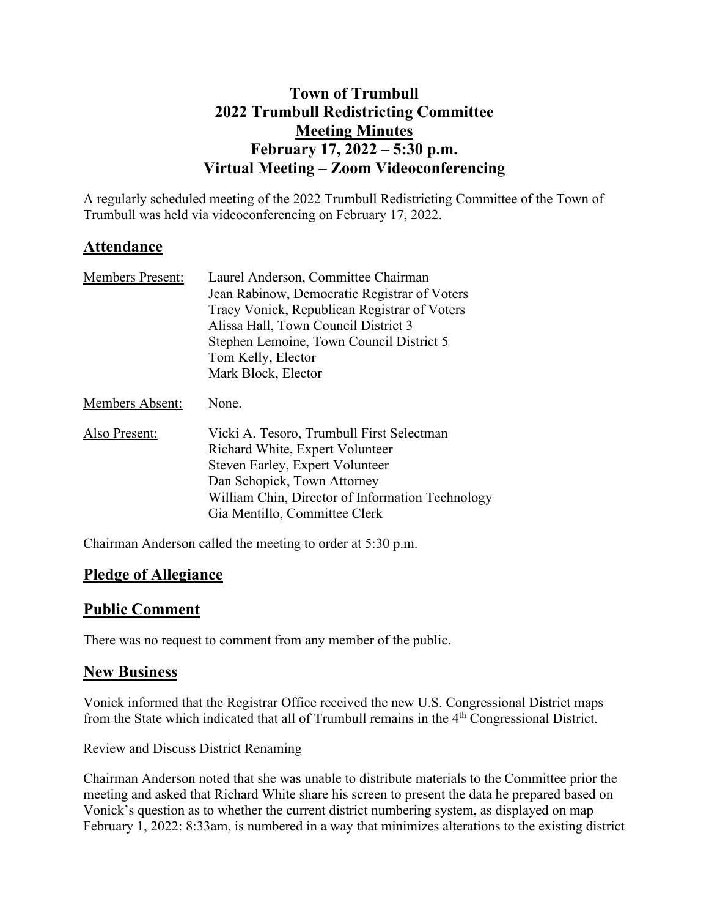# Town of Trumbull
# 2022 Trumbull Redistricting Committee
# Meeting Minutes
# February 17, 2022 – 5:30 p.m.
# Virtual Meeting – Zoom Videoconferencing

A regularly scheduled meeting of the 2022 Trumbull Redistricting Committee of the Town of Trumbull was held via videoconferencing on February 17, 2022.

## Attendance

| | |
|---|---|
| Members Present: | Laurel Anderson, Committee Chairman<br>Jean Rabinow, Democratic Registrar of Voters<br>Tracy Vonick, Republican Registrar of Voters<br>Alissa Hall, Town Council District 3<br>Stephen Lemoine, Town Council District 5<br>Tom Kelly, Elector<br>Mark Block, Elector |
| Members Absent: | None. |
| Also Present: | Vicki A. Tesoro, Trumbull First Selectman<br>Richard White, Expert Volunteer<br>Steven Earley, Expert Volunteer<br>Dan Schopick, Town Attorney<br>William Chin, Director of Information Technology<br>Gia Mentillo, Committee Clerk |

Chairman Anderson called the meeting to order at 5:30 p.m.

## Pledge of Allegiance

## Public Comment

There was no request to comment from any member of the public.

## New Business

Vonick informed that the Registrar Office received the new U.S. Congressional District maps from the State which indicated that all of Trumbull remains in the 4th Congressional District.

Review and Discuss District Renaming

Chairman Anderson noted that she was unable to distribute materials to the Committee prior the meeting and asked that Richard White share his screen to present the data he prepared based on Vonick's question as to whether the current district numbering system, as displayed on map February 1, 2022: 8:33am, is numbered in a way that minimizes alterations to the existing district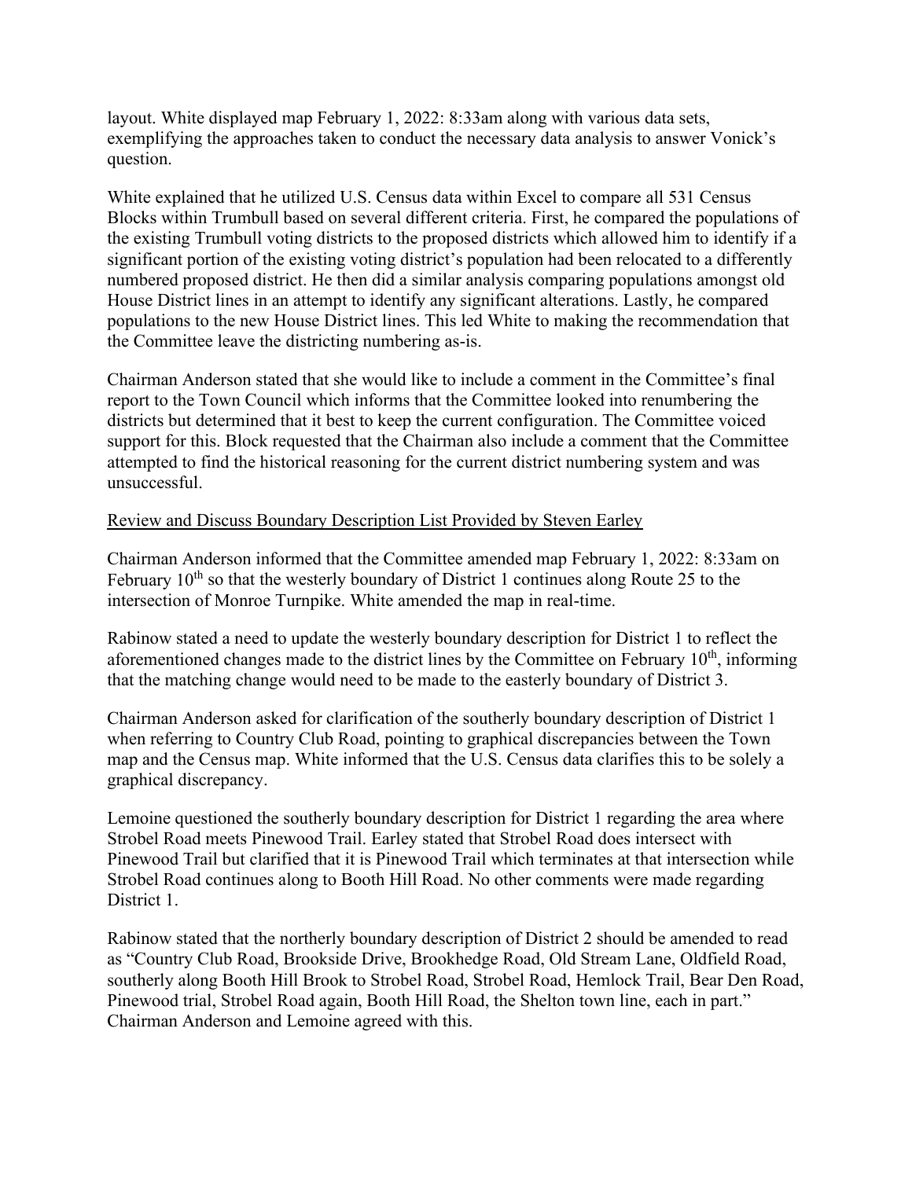layout. White displayed map February 1, 2022: 8:33am along with various data sets, exemplifying the approaches taken to conduct the necessary data analysis to answer Vonick's question.

White explained that he utilized U.S. Census data within Excel to compare all 531 Census Blocks within Trumbull based on several different criteria. First, he compared the populations of the existing Trumbull voting districts to the proposed districts which allowed him to identify if a significant portion of the existing voting district's population had been relocated to a differently numbered proposed district. He then did a similar analysis comparing populations amongst old House District lines in an attempt to identify any significant alterations. Lastly, he compared populations to the new House District lines. This led White to making the recommendation that the Committee leave the districting numbering as-is.

Chairman Anderson stated that she would like to include a comment in the Committee's final report to the Town Council which informs that the Committee looked into renumbering the districts but determined that it best to keep the current configuration. The Committee voiced support for this. Block requested that the Chairman also include a comment that the Committee attempted to find the historical reasoning for the current district numbering system and was unsuccessful.

Review and Discuss Boundary Description List Provided by Steven Earley

Chairman Anderson informed that the Committee amended map February 1, 2022: 8:33am on February 10th so that the westerly boundary of District 1 continues along Route 25 to the intersection of Monroe Turnpike. White amended the map in real-time.

Rabinow stated a need to update the westerly boundary description for District 1 to reflect the aforementioned changes made to the district lines by the Committee on February 10th, informing that the matching change would need to be made to the easterly boundary of District 3.

Chairman Anderson asked for clarification of the southerly boundary description of District 1 when referring to Country Club Road, pointing to graphical discrepancies between the Town map and the Census map. White informed that the U.S. Census data clarifies this to be solely a graphical discrepancy.

Lemoine questioned the southerly boundary description for District 1 regarding the area where Strobel Road meets Pinewood Trail. Earley stated that Strobel Road does intersect with Pinewood Trail but clarified that it is Pinewood Trail which terminates at that intersection while Strobel Road continues along to Booth Hill Road. No other comments were made regarding District 1.

Rabinow stated that the northerly boundary description of District 2 should be amended to read as "Country Club Road, Brookside Drive, Brookhedge Road, Old Stream Lane, Oldfield Road, southerly along Booth Hill Brook to Strobel Road, Strobel Road, Hemlock Trail, Bear Den Road, Pinewood trial, Strobel Road again, Booth Hill Road, the Shelton town line, each in part." Chairman Anderson and Lemoine agreed with this.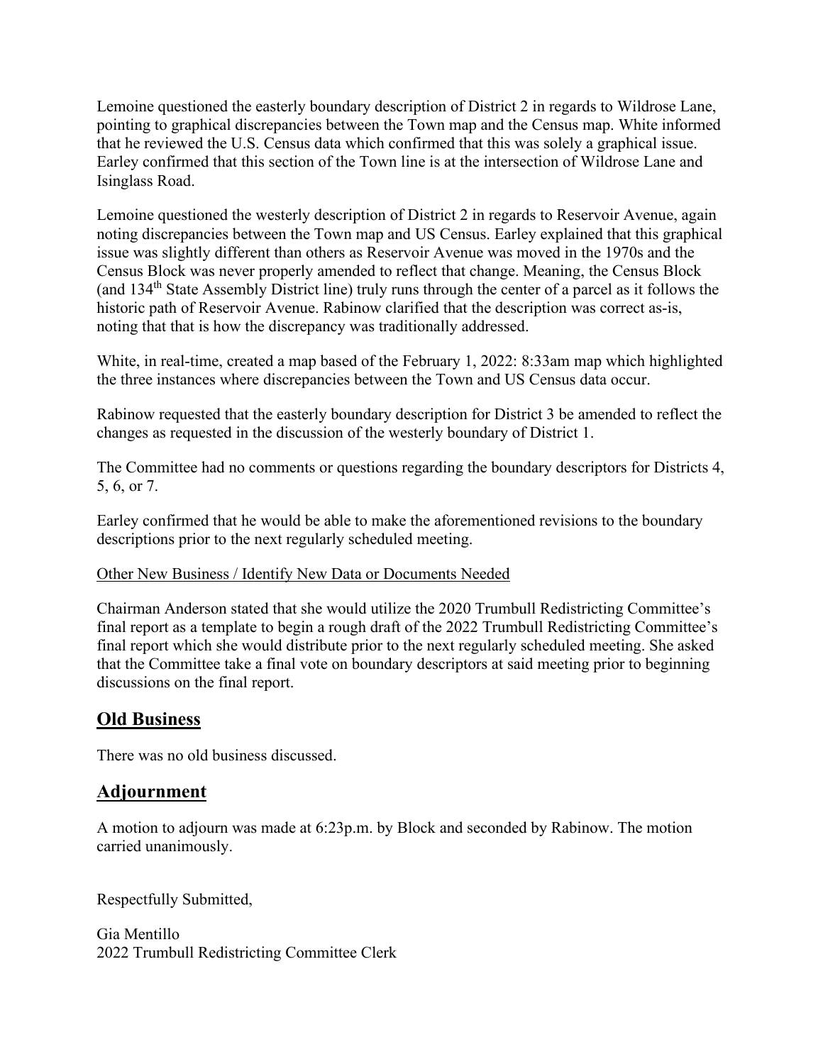Lemoine questioned the easterly boundary description of District 2 in regards to Wildrose Lane, pointing to graphical discrepancies between the Town map and the Census map. White informed that he reviewed the U.S. Census data which confirmed that this was solely a graphical issue. Earley confirmed that this section of the Town line is at the intersection of Wildrose Lane and Isinglass Road.

Lemoine questioned the westerly description of District 2 in regards to Reservoir Avenue, again noting discrepancies between the Town map and US Census. Earley explained that this graphical issue was slightly different than others as Reservoir Avenue was moved in the 1970s and the Census Block was never properly amended to reflect that change. Meaning, the Census Block (and 134th State Assembly District line) truly runs through the center of a parcel as it follows the historic path of Reservoir Avenue. Rabinow clarified that the description was correct as-is, noting that that is how the discrepancy was traditionally addressed.

White, in real-time, created a map based of the February 1, 2022: 8:33am map which highlighted the three instances where discrepancies between the Town and US Census data occur.

Rabinow requested that the easterly boundary description for District 3 be amended to reflect the changes as requested in the discussion of the westerly boundary of District 1.

The Committee had no comments or questions regarding the boundary descriptors for Districts 4, 5, 6, or 7.

Earley confirmed that he would be able to make the aforementioned revisions to the boundary descriptions prior to the next regularly scheduled meeting.

Other New Business / Identify New Data or Documents Needed

Chairman Anderson stated that she would utilize the 2020 Trumbull Redistricting Committee's final report as a template to begin a rough draft of the 2022 Trumbull Redistricting Committee's final report which she would distribute prior to the next regularly scheduled meeting. She asked that the Committee take a final vote on boundary descriptors at said meeting prior to beginning discussions on the final report.

## Old Business

There was no old business discussed.

## Adjournment

A motion to adjourn was made at 6:23p.m. by Block and seconded by Rabinow. The motion carried unanimously.

Respectfully Submitted,

Gia Mentillo
2022 Trumbull Redistricting Committee Clerk